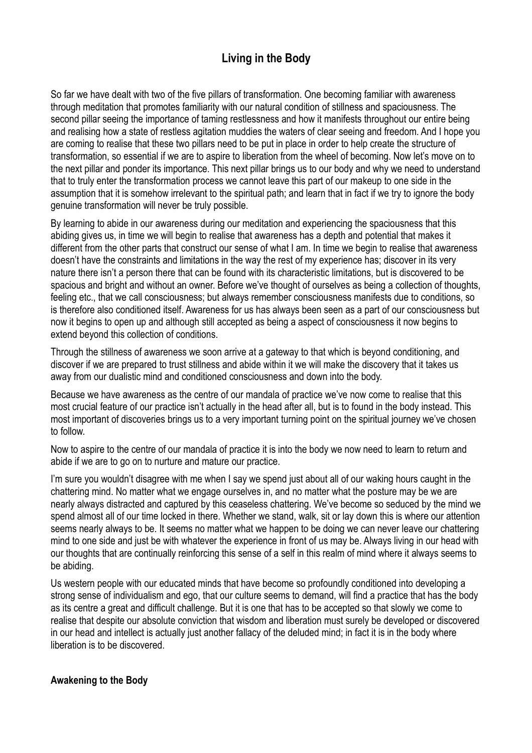# Living in the Body

So far we have dealt with two of the five pillars of transformation. One becoming familiar with awareness through meditation that promotes familiarity with our natural condition of stillness and spaciousness. The second pillar seeing the importance of taming restlessness and how it manifests throughout our entire being and realising how a state of restless agitation muddies the waters of clear seeing and freedom. And I hope you are coming to realise that these two pillars need to be put in place in order to help create the structure of transformation, so essential if we are to aspire to liberation from the wheel of becoming. Now let's move on to the next pillar and ponder its importance. This next pillar brings us to our body and why we need to understand that to truly enter the transformation process we cannot leave this part of our makeup to one side in the assumption that it is somehow irrelevant to the spiritual path; and learn that in fact if we try to ignore the body genuine transformation will never be truly possible.

By learning to abide in our awareness during our meditation and experiencing the spaciousness that this abiding gives us, in time we will begin to realise that awareness has a depth and potential that makes it different from the other parts that construct our sense of what I am. In time we begin to realise that awareness doesn't have the constraints and limitations in the way the rest of my experience has; discover in its very nature there isn't a person there that can be found with its characteristic limitations, but is discovered to be spacious and bright and without an owner. Before we've thought of ourselves as being a collection of thoughts, feeling etc., that we call consciousness; but always remember consciousness manifests due to conditions, so is therefore also conditioned itself. Awareness for us has always been seen as a part of our consciousness but now it begins to open up and although still accepted as being a aspect of consciousness it now begins to extend beyond this collection of conditions.

Through the stillness of awareness we soon arrive at a gateway to that which is beyond conditioning, and discover if we are prepared to trust stillness and abide within it we will make the discovery that it takes us away from our dualistic mind and conditioned consciousness and down into the body.

Because we have awareness as the centre of our mandala of practice we've now come to realise that this most crucial feature of our practice isn't actually in the head after all, but is to found in the body instead. This most important of discoveries brings us to a very important turning point on the spiritual journey we've chosen to follow.

Now to aspire to the centre of our mandala of practice it is into the body we now need to learn to return and abide if we are to go on to nurture and mature our practice.

I'm sure you wouldn't disagree with me when I say we spend just about all of our waking hours caught in the chattering mind. No matter what we engage ourselves in, and no matter what the posture may be we are nearly always distracted and captured by this ceaseless chattering. We've become so seduced by the mind we spend almost all of our time locked in there. Whether we stand, walk, sit or lay down this is where our attention seems nearly always to be. It seems no matter what we happen to be doing we can never leave our chattering mind to one side and just be with whatever the experience in front of us may be. Always living in our head with our thoughts that are continually reinforcing this sense of a self in this realm of mind where it always seems to be abiding.

Us western people with our educated minds that have become so profoundly conditioned into developing a strong sense of individualism and ego, that our culture seems to demand, will find a practice that has the body as its centre a great and difficult challenge. But it is one that has to be accepted so that slowly we come to realise that despite our absolute conviction that wisdom and liberation must surely be developed or discovered in our head and intellect is actually just another fallacy of the deluded mind; in fact it is in the body where liberation is to be discovered.

**Awakening to the Body**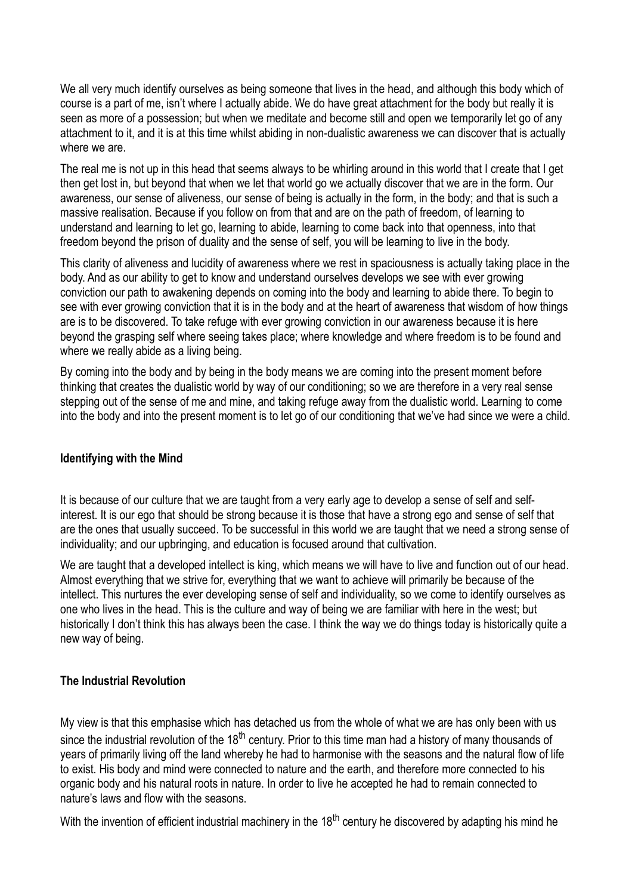We all very much identify ourselves as being someone that lives in the head, and although this body which of course is a part of me, isn't where I actually abide. We do have great attachment for the body but really it is seen as more of a possession; but when we meditate and become still and open we temporarily let go of any attachment to it, and it is at this time whilst abiding in non-dualistic awareness we can discover that is actually where we are.

The real me is not up in this head that seems always to be whirling around in this world that I create that I get then get lost in, but beyond that when we let that world go we actually discover that we are in the form. Our awareness, our sense of aliveness, our sense of being is actually in the form, in the body; and that is such a massive realisation. Because if you follow on from that and are on the path of freedom, of learning to understand and learning to let go, learning to abide, learning to come back into that openness, into that freedom beyond the prison of duality and the sense of self, you will be learning to live in the body.

This clarity of aliveness and lucidity of awareness where we rest in spaciousness is actually taking place in the body. And as our ability to get to know and understand ourselves develops we see with ever growing conviction our path to awakening depends on coming into the body and learning to abide there. To begin to see with ever growing conviction that it is in the body and at the heart of awareness that wisdom of how things are is to be discovered. To take refuge with ever growing conviction in our awareness because it is here beyond the grasping self where seeing takes place; where knowledge and where freedom is to be found and where we really abide as a living being.

By coming into the body and by being in the body means we are coming into the present moment before thinking that creates the dualistic world by way of our conditioning; so we are therefore in a very real sense stepping out of the sense of me and mine, and taking refuge away from the dualistic world. Learning to come into the body and into the present moment is to let go of our conditioning that we've had since we were a child.

**Identifying with the Mind**

It is because of our culture that we are taught from a very early age to develop a sense of self and self-interest. It is our ego that should be strong because it is those that have a strong ego and sense of self that are the ones that usually succeed. To be successful in this world we are taught that we need a strong sense of individuality; and our upbringing, and education is focused around that cultivation.

We are taught that a developed intellect is king, which means we will have to live and function out of our head. Almost everything that we strive for, everything that we want to achieve will primarily be because of the intellect. This nurtures the ever developing sense of self and individuality, so we come to identify ourselves as one who lives in the head. This is the culture and way of being we are familiar with here in the west; but historically I don't think this has always been the case. I think the way we do things today is historically quite a new way of being.

**The Industrial Revolution**

My view is that this emphasise which has detached us from the whole of what we are has only been with us since the industrial revolution of the 18th century. Prior to this time man had a history of many thousands of years of primarily living off the land whereby he had to harmonise with the seasons and the natural flow of life to exist. His body and mind were connected to nature and the earth, and therefore more connected to his organic body and his natural roots in nature. In order to live he accepted he had to remain connected to nature's laws and flow with the seasons.

With the invention of efficient industrial machinery in the 18th century he discovered by adapting his mind he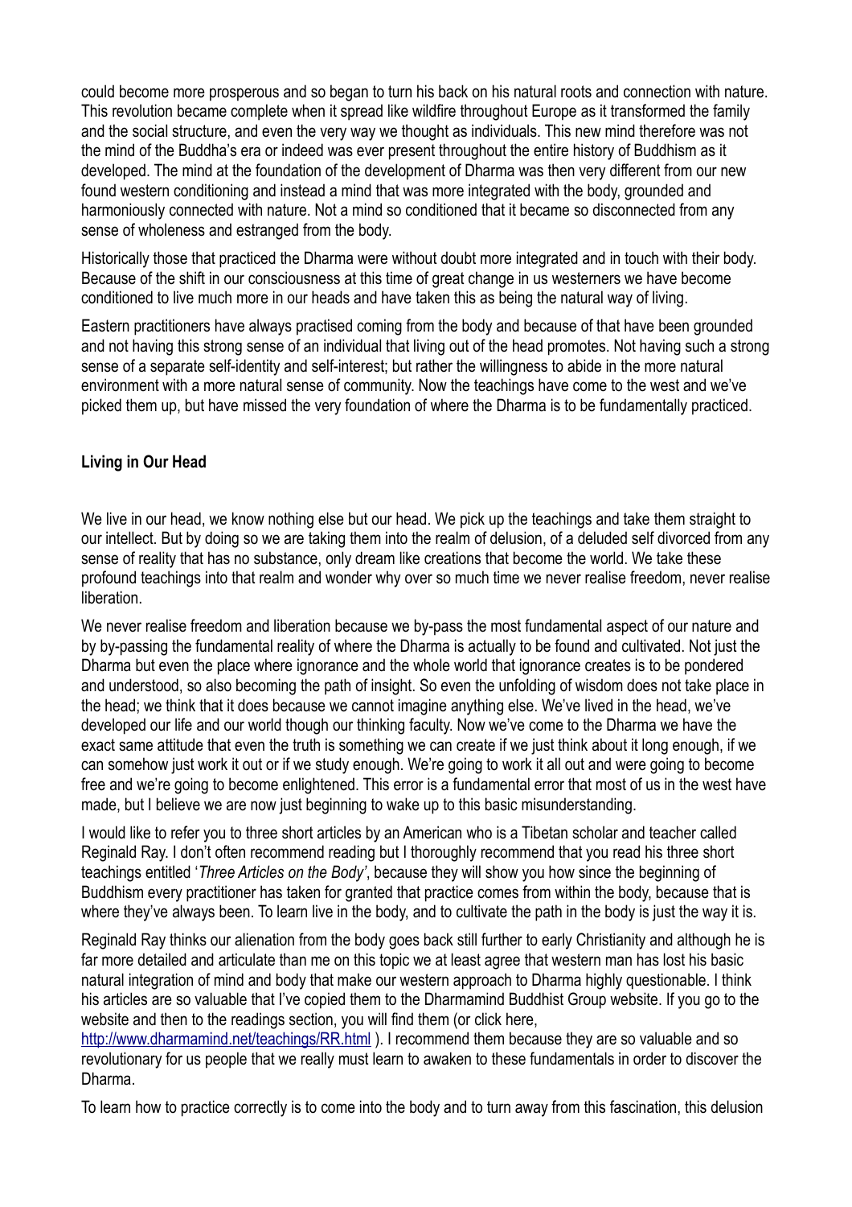could become more prosperous and so began to turn his back on his natural roots and connection with nature. This revolution became complete when it spread like wildfire throughout Europe as it transformed the family and the social structure, and even the very way we thought as individuals. This new mind therefore was not the mind of the Buddha's era or indeed was ever present throughout the entire history of Buddhism as it developed. The mind at the foundation of the development of Dharma was then very different from our new found western conditioning and instead a mind that was more integrated with the body, grounded and harmoniously connected with nature. Not a mind so conditioned that it became so disconnected from any sense of wholeness and estranged from the body.

Historically those that practiced the Dharma were without doubt more integrated and in touch with their body. Because of the shift in our consciousness at this time of great change in us westerners we have become conditioned to live much more in our heads and have taken this as being the natural way of living.

Eastern practitioners have always practised coming from the body and because of that have been grounded and not having this strong sense of an individual that living out of the head promotes. Not having such a strong sense of a separate self-identity and self-interest; but rather the willingness to abide in the more natural environment with a more natural sense of community. Now the teachings have come to the west and we've picked them up, but have missed the very foundation of where the Dharma is to be fundamentally practiced.

**Living in Our Head**

We live in our head, we know nothing else but our head. We pick up the teachings and take them straight to our intellect. But by doing so we are taking them into the realm of delusion, of a deluded self divorced from any sense of reality that has no substance, only dream like creations that become the world. We take these profound teachings into that realm and wonder why over so much time we never realise freedom, never realise liberation.

We never realise freedom and liberation because we by-pass the most fundamental aspect of our nature and by by-passing the fundamental reality of where the Dharma is actually to be found and cultivated. Not just the Dharma but even the place where ignorance and the whole world that ignorance creates is to be pondered and understood, so also becoming the path of insight. So even the unfolding of wisdom does not take place in the head; we think that it does because we cannot imagine anything else. We've lived in the head, we've developed our life and our world though our thinking faculty. Now we've come to the Dharma we have the exact same attitude that even the truth is something we can create if we just think about it long enough, if we can somehow just work it out or if we study enough. We're going to work it all out and were going to become free and we're going to become enlightened. This error is a fundamental error that most of us in the west have made, but I believe we are now just beginning to wake up to this basic misunderstanding.

I would like to refer you to three short articles by an American who is a Tibetan scholar and teacher called Reginald Ray. I don't often recommend reading but I thoroughly recommend that you read his three short teachings entitled '*Three Articles on the Body'*, because they will show you how since the beginning of Buddhism every practitioner has taken for granted that practice comes from within the body, because that is where they've always been. To learn live in the body, and to cultivate the path in the body is just the way it is.

Reginald Ray thinks our alienation from the body goes back still further to early Christianity and although he is far more detailed and articulate than me on this topic we at least agree that western man has lost his basic natural integration of mind and body that make our western approach to Dharma highly questionable. I think his articles are so valuable that I've copied them to the Dharmamind Buddhist Group website. If you go to the website and then to the readings section, you will find them (or click here, http://www.dharmamind.net/teachings/RR.html ). I recommend them because they are so valuable and so revolutionary for us people that we really must learn to awaken to these fundamentals in order to discover the Dharma.

To learn how to practice correctly is to come into the body and to turn away from this fascination, this delusion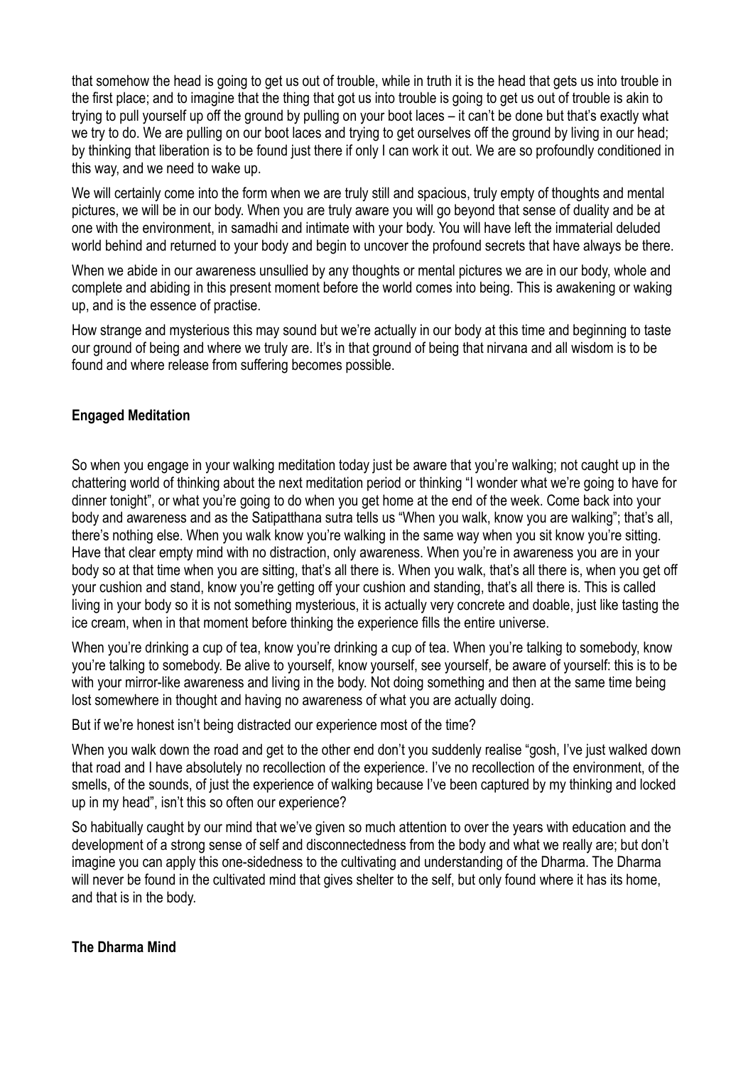that somehow the head is going to get us out of trouble, while in truth it is the head that gets us into trouble in the first place; and to imagine that the thing that got us into trouble is going to get us out of trouble is akin to trying to pull yourself up off the ground by pulling on your boot laces – it can't be done but that's exactly what we try to do. We are pulling on our boot laces and trying to get ourselves off the ground by living in our head; by thinking that liberation is to be found just there if only I can work it out. We are so profoundly conditioned in this way, and we need to wake up.

We will certainly come into the form when we are truly still and spacious, truly empty of thoughts and mental pictures, we will be in our body. When you are truly aware you will go beyond that sense of duality and be at one with the environment, in samadhi and intimate with your body. You will have left the immaterial deluded world behind and returned to your body and begin to uncover the profound secrets that have always be there.

When we abide in our awareness unsullied by any thoughts or mental pictures we are in our body, whole and complete and abiding in this present moment before the world comes into being. This is awakening or waking up, and is the essence of practise.

How strange and mysterious this may sound but we're actually in our body at this time and beginning to taste our ground of being and where we truly are. It's in that ground of being that nirvana and all wisdom is to be found and where release from suffering becomes possible.

**Engaged Meditation**

So when you engage in your walking meditation today just be aware that you're walking; not caught up in the chattering world of thinking about the next meditation period or thinking "I wonder what we're going to have for dinner tonight", or what you're going to do when you get home at the end of the week. Come back into your body and awareness and as the Satipatthana sutra tells us "When you walk, know you are walking"; that's all, there's nothing else. When you walk know you're walking in the same way when you sit know you're sitting. Have that clear empty mind with no distraction, only awareness. When you're in awareness you are in your body so at that time when you are sitting, that's all there is. When you walk, that's all there is, when you get off your cushion and stand, know you're getting off your cushion and standing, that's all there is. This is called living in your body so it is not something mysterious, it is actually very concrete and doable, just like tasting the ice cream, when in that moment before thinking the experience fills the entire universe.

When you're drinking a cup of tea, know you're drinking a cup of tea. When you're talking to somebody, know you're talking to somebody. Be alive to yourself, know yourself, see yourself, be aware of yourself: this is to be with your mirror-like awareness and living in the body. Not doing something and then at the same time being lost somewhere in thought and having no awareness of what you are actually doing.

But if we're honest isn't being distracted our experience most of the time?

When you walk down the road and get to the other end don't you suddenly realise "gosh, I've just walked down that road and I have absolutely no recollection of the experience. I've no recollection of the environment, of the smells, of the sounds, of just the experience of walking because I've been captured by my thinking and locked up in my head", isn't this so often our experience?

So habitually caught by our mind that we've given so much attention to over the years with education and the development of a strong sense of self and disconnectedness from the body and what we really are; but don't imagine you can apply this one-sidedness to the cultivating and understanding of the Dharma. The Dharma will never be found in the cultivated mind that gives shelter to the self, but only found where it has its home, and that is in the body.

**The Dharma Mind**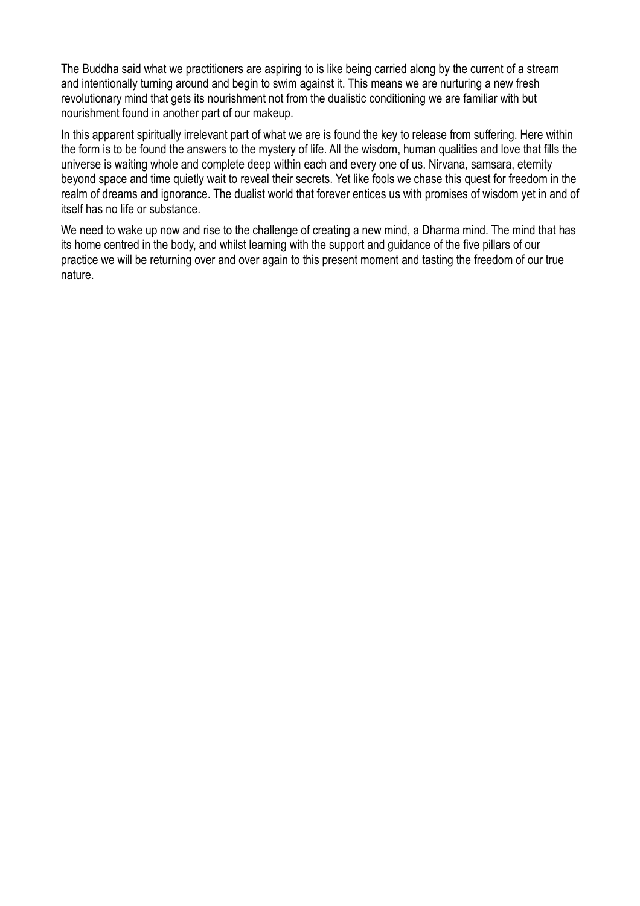The Buddha said what we practitioners are aspiring to is like being carried along by the current of a stream and intentionally turning around and begin to swim against it. This means we are nurturing a new fresh revolutionary mind that gets its nourishment not from the dualistic conditioning we are familiar with but nourishment found in another part of our makeup.

In this apparent spiritually irrelevant part of what we are is found the key to release from suffering. Here within the form is to be found the answers to the mystery of life. All the wisdom, human qualities and love that fills the universe is waiting whole and complete deep within each and every one of us. Nirvana, samsara, eternity beyond space and time quietly wait to reveal their secrets. Yet like fools we chase this quest for freedom in the realm of dreams and ignorance. The dualist world that forever entices us with promises of wisdom yet in and of itself has no life or substance.

We need to wake up now and rise to the challenge of creating a new mind, a Dharma mind. The mind that has its home centred in the body, and whilst learning with the support and guidance of the five pillars of our practice we will be returning over and over again to this present moment and tasting the freedom of our true nature.